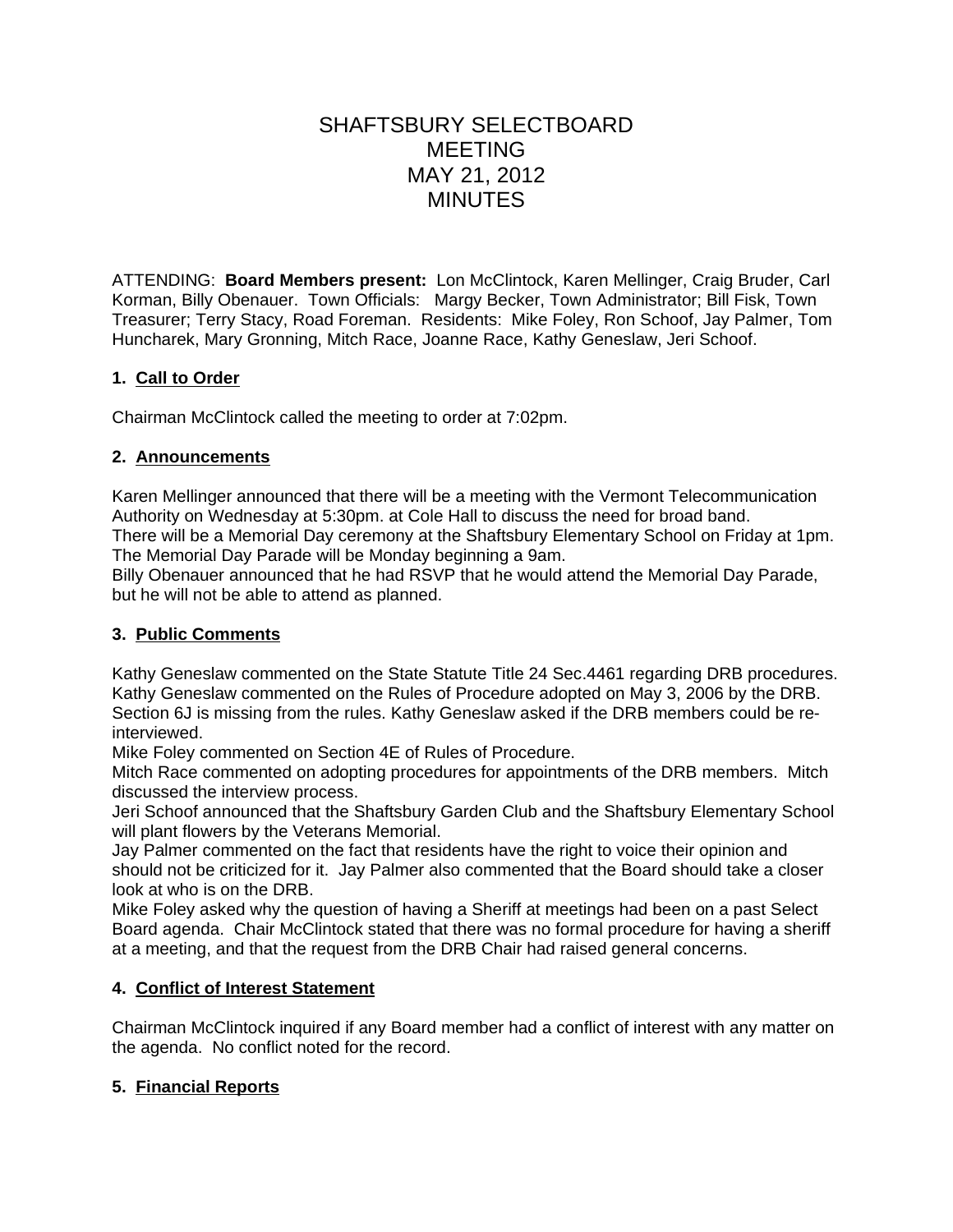# SHAFTSBURY SELECTBOARD MEETING MAY 21, 2012 MINUTES

ATTENDING: **Board Members present:** Lon McClintock, Karen Mellinger, Craig Bruder, Carl Korman, Billy Obenauer. Town Officials: Margy Becker, Town Administrator; Bill Fisk, Town Treasurer; Terry Stacy, Road Foreman. Residents: Mike Foley, Ron Schoof, Jay Palmer, Tom Huncharek, Mary Gronning, Mitch Race, Joanne Race, Kathy Geneslaw, Jeri Schoof.

### 1. Call to Order

Chairman McClintock called the meeting to order at 7:02pm.

### 2. Announcements

Karen Mellinger announced that there will be a meeting with the Vermont Telecommunication Authority on Wednesday at 5:30pm. at Cole Hall to discuss the need for broad band.
There will be a Memorial Day ceremony at the Shaftsbury Elementary School on Friday at 1pm.
The Memorial Day Parade will be Monday beginning a 9am.
Billy Obenauer announced that he had RSVP that he would attend the Memorial Day Parade, but he will not be able to attend as planned.

### 3. Public Comments

Kathy Geneslaw commented on the State Statute Title 24 Sec.4461 regarding DRB procedures.
Kathy Geneslaw commented on the Rules of Procedure adopted on May 3, 2006 by the DRB. Section 6J is missing from the rules. Kathy Geneslaw asked if the DRB members could be re-interviewed.
Mike Foley commented on Section 4E of Rules of Procedure.
Mitch Race commented on adopting procedures for appointments of the DRB members. Mitch discussed the interview process.
Jeri Schoof announced that the Shaftsbury Garden Club and the Shaftsbury Elementary School will plant flowers by the Veterans Memorial.
Jay Palmer commented on the fact that residents have the right to voice their opinion and should not be criticized for it. Jay Palmer also commented that the Board should take a closer look at who is on the DRB.
Mike Foley asked why the question of having a Sheriff at meetings had been on a past Select Board agenda. Chair McClintock stated that there was no formal procedure for having a sheriff at a meeting, and that the request from the DRB Chair had raised general concerns.

### 4. Conflict of Interest Statement

Chairman McClintock inquired if any Board member had a conflict of interest with any matter on the agenda. No conflict noted for the record.

### 5. Financial Reports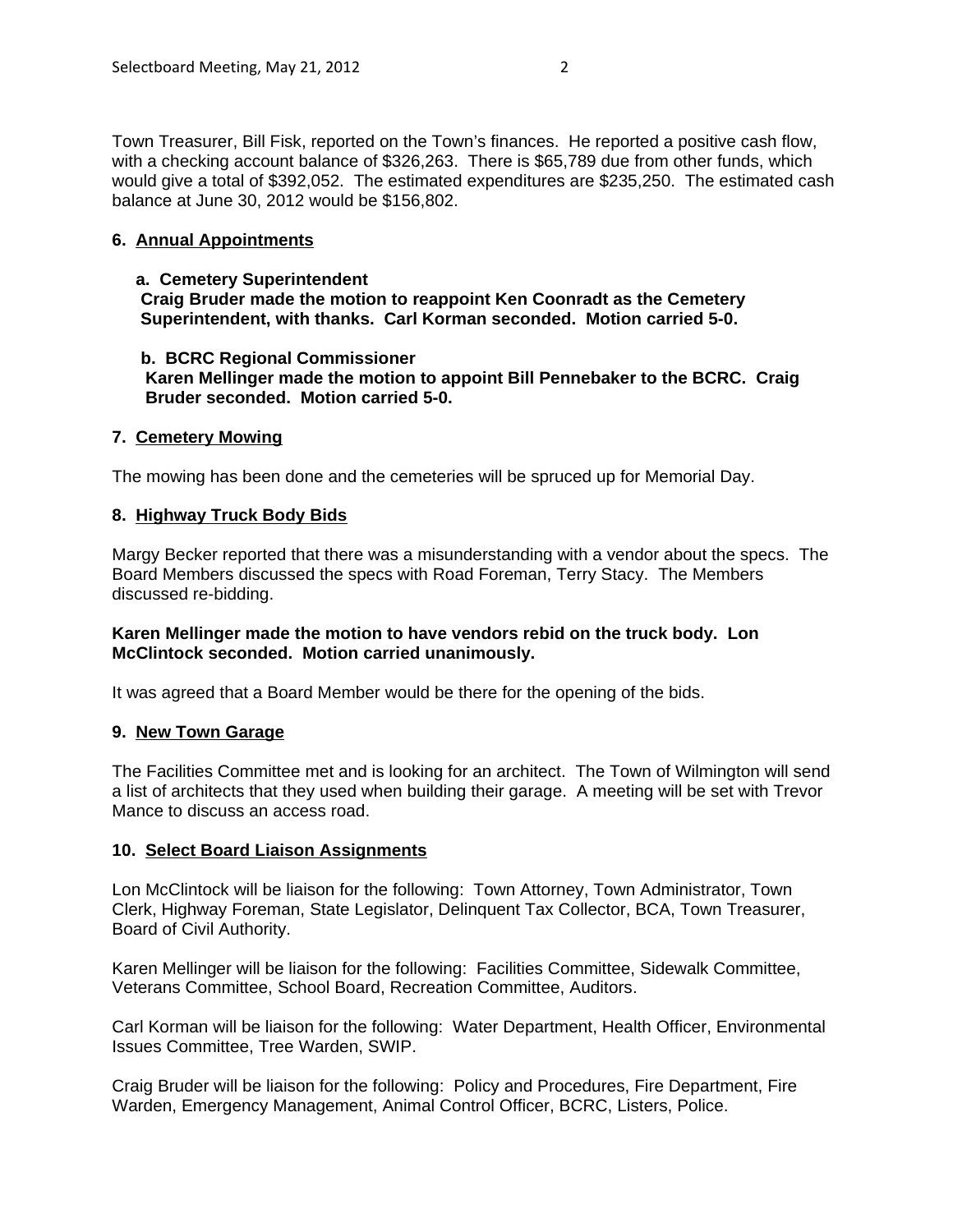Town Treasurer, Bill Fisk, reported on the Town's finances. He reported a positive cash flow, with a checking account balance of $326,263. There is $65,789 due from other funds, which would give a total of $392,052. The estimated expenditures are $235,250. The estimated cash balance at June 30, 2012 would be $156,802.

**6. Annual Appointments**

**a. Cemetery Superintendent**
**Craig Bruder made the motion to reappoint Ken Coonradt as the Cemetery Superintendent, with thanks. Carl Korman seconded. Motion carried 5-0.**

**b. BCRC Regional Commissioner**
**Karen Mellinger made the motion to appoint Bill Pennebaker to the BCRC. Craig Bruder seconded. Motion carried 5-0.**

**7. Cemetery Mowing**

The mowing has been done and the cemeteries will be spruced up for Memorial Day.

**8. Highway Truck Body Bids**

Margy Becker reported that there was a misunderstanding with a vendor about the specs. The Board Members discussed the specs with Road Foreman, Terry Stacy. The Members discussed re-bidding.

**Karen Mellinger made the motion to have vendors rebid on the truck body. Lon McClintock seconded. Motion carried unanimously.**

It was agreed that a Board Member would be there for the opening of the bids.

**9. New Town Garage**

The Facilities Committee met and is looking for an architect. The Town of Wilmington will send a list of architects that they used when building their garage. A meeting will be set with Trevor Mance to discuss an access road.

**10. Select Board Liaison Assignments**

Lon McClintock will be liaison for the following: Town Attorney, Town Administrator, Town Clerk, Highway Foreman, State Legislator, Delinquent Tax Collector, BCA, Town Treasurer, Board of Civil Authority.

Karen Mellinger will be liaison for the following: Facilities Committee, Sidewalk Committee, Veterans Committee, School Board, Recreation Committee, Auditors.

Carl Korman will be liaison for the following: Water Department, Health Officer, Environmental Issues Committee, Tree Warden, SWIP.

Craig Bruder will be liaison for the following: Policy and Procedures, Fire Department, Fire Warden, Emergency Management, Animal Control Officer, BCRC, Listers, Police.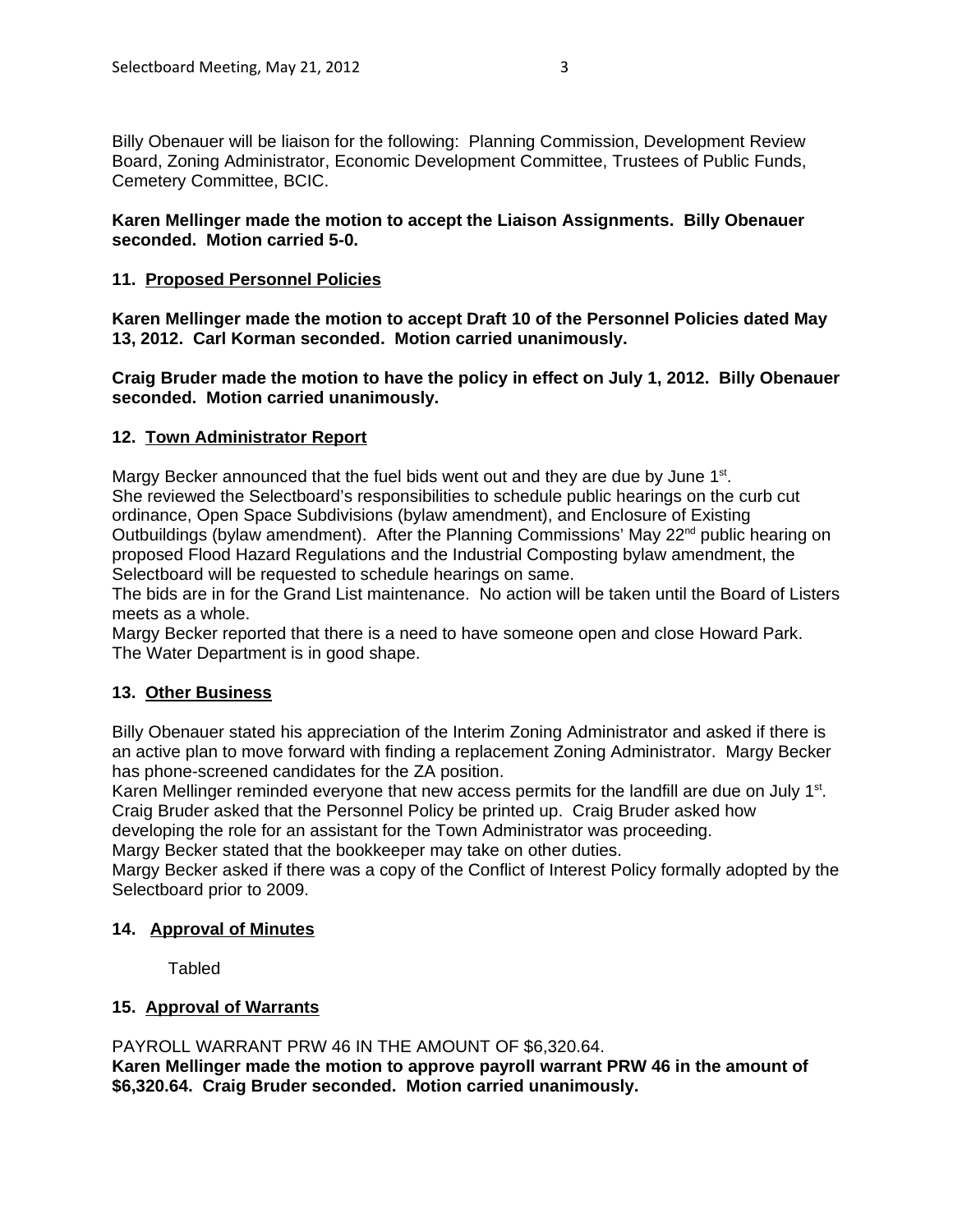Billy Obenauer will be liaison for the following: Planning Commission, Development Review Board, Zoning Administrator, Economic Development Committee, Trustees of Public Funds, Cemetery Committee, BCIC.

**Karen Mellinger made the motion to accept the Liaison Assignments. Billy Obenauer seconded. Motion carried 5-0.**

## 11. Proposed Personnel Policies

**Karen Mellinger made the motion to accept Draft 10 of the Personnel Policies dated May 13, 2012. Carl Korman seconded. Motion carried unanimously.**

**Craig Bruder made the motion to have the policy in effect on July 1, 2012. Billy Obenauer seconded. Motion carried unanimously.**

## 12. Town Administrator Report

Margy Becker announced that the fuel bids went out and they are due by June 1st.
She reviewed the Selectboard's responsibilities to schedule public hearings on the curb cut ordinance, Open Space Subdivisions (bylaw amendment), and Enclosure of Existing Outbuildings (bylaw amendment). After the Planning Commissions' May 22nd public hearing on proposed Flood Hazard Regulations and the Industrial Composting bylaw amendment, the Selectboard will be requested to schedule hearings on same.
The bids are in for the Grand List maintenance. No action will be taken until the Board of Listers meets as a whole.
Margy Becker reported that there is a need to have someone open and close Howard Park.
The Water Department is in good shape.

## 13. Other Business

Billy Obenauer stated his appreciation of the Interim Zoning Administrator and asked if there is an active plan to move forward with finding a replacement Zoning Administrator. Margy Becker has phone-screened candidates for the ZA position.
Karen Mellinger reminded everyone that new access permits for the landfill are due on July 1st.
Craig Bruder asked that the Personnel Policy be printed up. Craig Bruder asked how developing the role for an assistant for the Town Administrator was proceeding.
Margy Becker stated that the bookkeeper may take on other duties.
Margy Becker asked if there was a copy of the Conflict of Interest Policy formally adopted by the Selectboard prior to 2009.

## 14. Approval of Minutes

Tabled

## 15. Approval of Warrants

PAYROLL WARRANT PRW 46 IN THE AMOUNT OF $6,320.64.
**Karen Mellinger made the motion to approve payroll warrant PRW 46 in the amount of $6,320.64. Craig Bruder seconded. Motion carried unanimously.**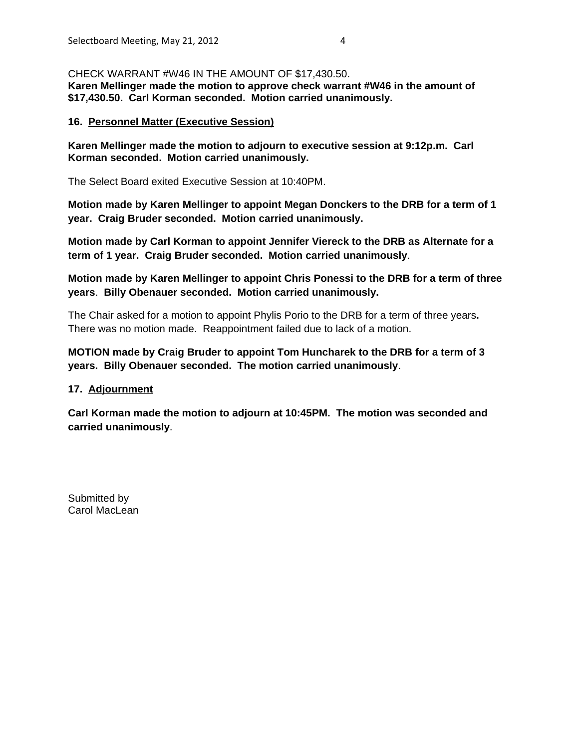CHECK WARRANT #W46 IN THE AMOUNT OF $17,430.50.
**Karen Mellinger made the motion to approve check warrant #W46 in the amount of $17,430.50. Carl Korman seconded. Motion carried unanimously.**

**16. Personnel Matter (Executive Session)**

**Karen Mellinger made the motion to adjourn to executive session at 9:12p.m. Carl Korman seconded. Motion carried unanimously.**

The Select Board exited Executive Session at 10:40PM.

**Motion made by Karen Mellinger to appoint Megan Donckers to the DRB for a term of 1 year. Craig Bruder seconded. Motion carried unanimously.**

**Motion made by Carl Korman to appoint Jennifer Viereck to the DRB as Alternate for a term of 1 year. Craig Bruder seconded. Motion carried unanimously**.

**Motion made by Karen Mellinger to appoint Chris Ponessi to the DRB for a term of three years**. **Billy Obenauer seconded. Motion carried unanimously.**

The Chair asked for a motion to appoint Phylis Porio to the DRB for a term of three years**.** There was no motion made. Reappointment failed due to lack of a motion.

**MOTION made by Craig Bruder to appoint Tom Huncharek to the DRB for a term of 3 years. Billy Obenauer seconded. The motion carried unanimously**.

**17. Adjournment**

**Carl Korman made the motion to adjourn at 10:45PM. The motion was seconded and carried unanimously**.

Submitted by
Carol MacLean